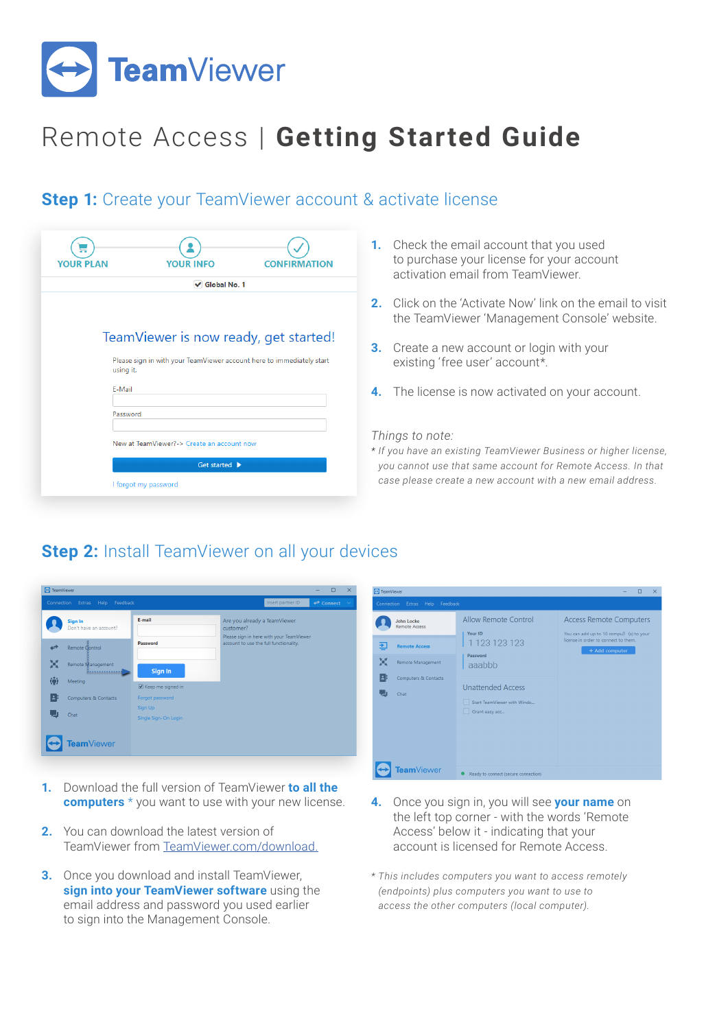# TeamViewer

# Remote Access | **Getting Started Guide**

## **Step 1:** Create your TeamViewer account & activate license

1. Check the email account that you used to purchase your license for your account activation email from TeamViewer.
2. Click on the 'Activate Now' link on the email to visit the TeamViewer 'Management Console' website.
3. Create a new account or login with your existing 'free user' account*.
4. The license is now activated on your account.

*Things to note:*

*\* If you have an existing TeamViewer Business or higher license, you cannot use that same account for Remote Access. In that case please create a new account with a new email address.*

## **Step 2:** Install TeamViewer on all your devices

1. Download the full version of TeamViewer **to all the computers** * you want to use with your new license.
2. You can download the latest version of TeamViewer from [TeamViewer.com/download.](https://TeamViewer.com/download)
3. Once you download and install TeamViewer, **sign into your TeamViewer software** using the email address and password you used earlier to sign into the Management Console.
4. Once you sign in, you will see **your name** on the left top corner - with the words 'Remote Access' below it - indicating that your account is licensed for Remote Access.

*\* This includes computers you want to access remotely (endpoints) plus computers you want to use to access the other computers (local computer).*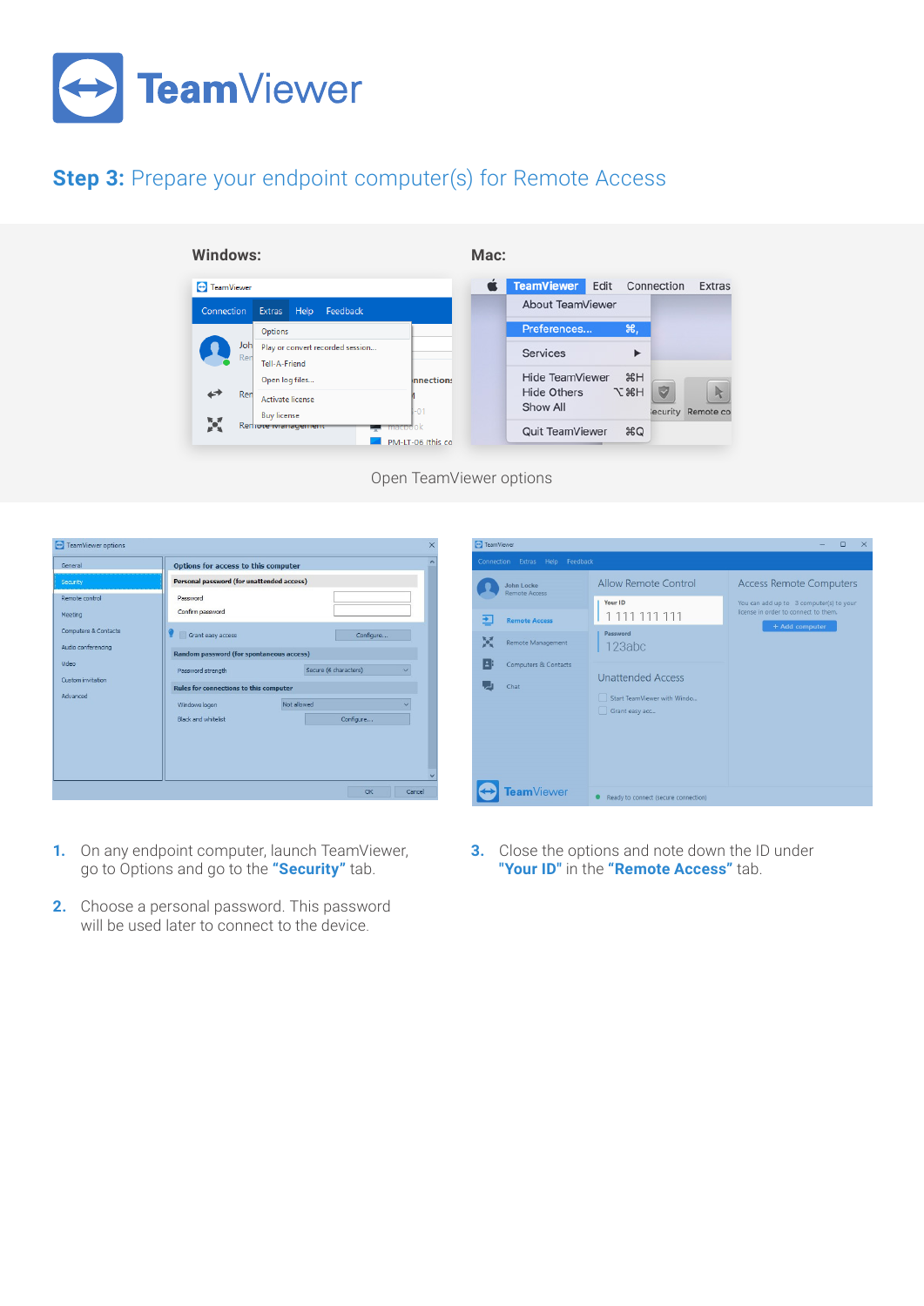# TeamViewer

## Step 3: Prepare your endpoint computer(s) for Remote Access

**Windows:**

**Mac:**

Open TeamViewer options

1. On any endpoint computer, launch TeamViewer, go to Options and go to the **"Security"** tab.
2. Choose a personal password. This password will be used later to connect to the device.
3. Close the options and note down the ID under **"Your ID"** in the **"Remote Access"** tab.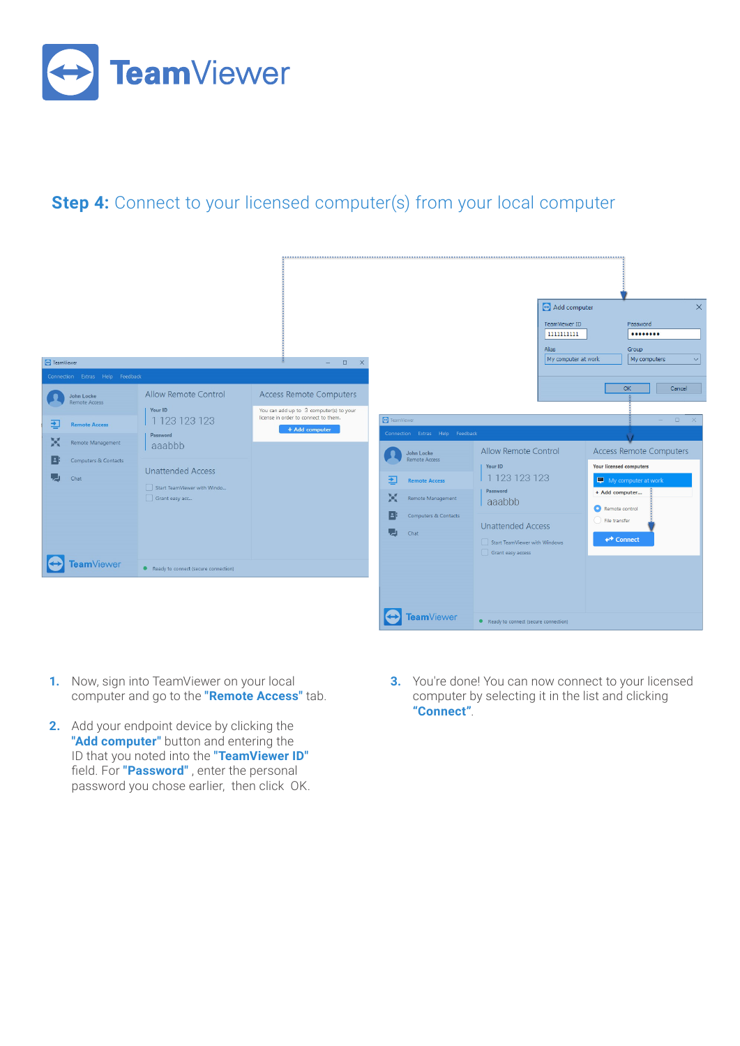# TeamViewer

## **Step 4:** Connect to your licensed computer(s) from your local computer

1. Now, sign into TeamViewer on your local computer and go to the **"Remote Access"** tab.

2. Add your endpoint device by clicking the **"Add computer"** button and entering the ID that you noted into the **"TeamViewer ID"** field. For **"Password"** , enter the personal password you chose earlier, then click OK.

3. You're done! You can now connect to your licensed computer by selecting it in the list and clicking **"Connect"**.